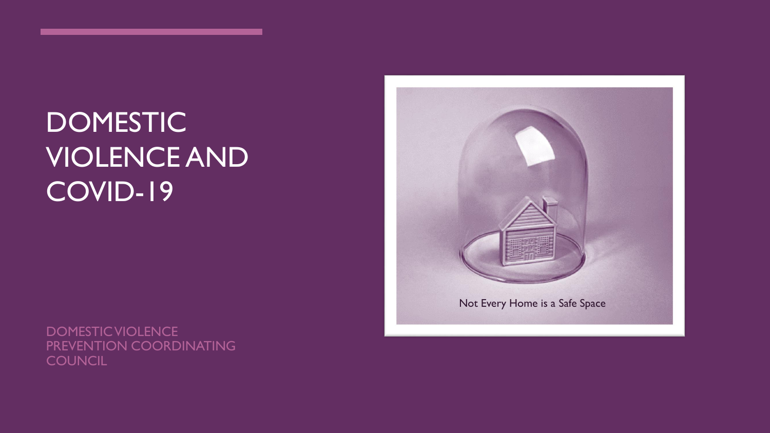# DOMESTIC VIOLENCE AND COVID-19

Not Every Home is a Safe Space

DOMESTIC VIOLENCE PREVENTION COORDINATING COUNCIL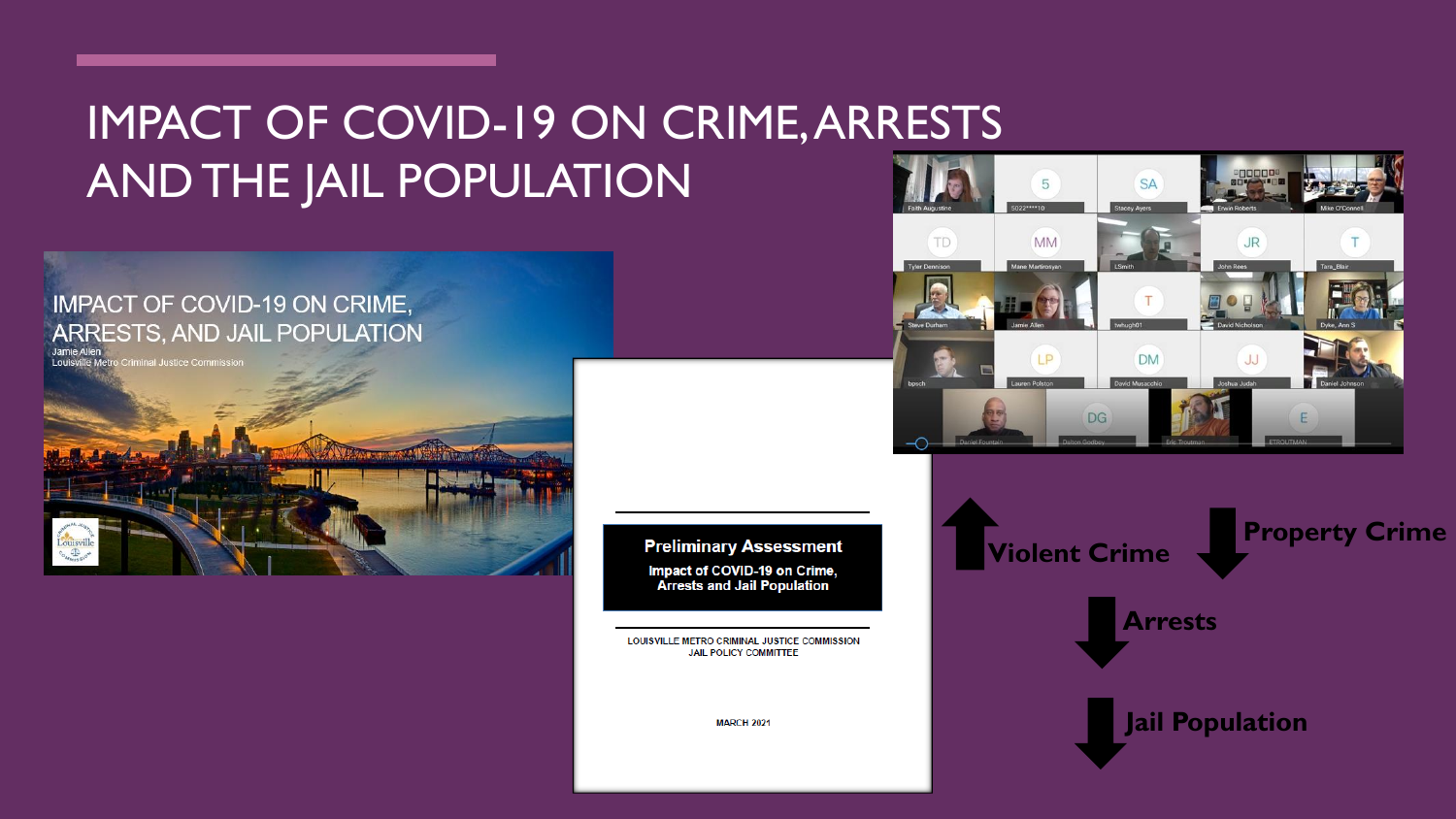# IMPACT OF COVID-19 ON CRIME, ARRESTS AND THE JAIL POPULATION

IMPACT OF COVID-19 ON CRIME, ARRESTS, AND JAIL POPULATION

Jamie Allen

Louisville Metro Criminal Justice Commission

**Preliminary Assessment**

**Impact of COVID-19 on Crime, Arrests and Jail Population**

LOUISVILLE METRO CRIMINAL JUSTICE COMMISSION

JAIL POLICY COMMITTEE

MARCH 2021

↑ **Violent Crime**

↓ **Property Crime**

↓ **Arrests**

↓ **Jail Population**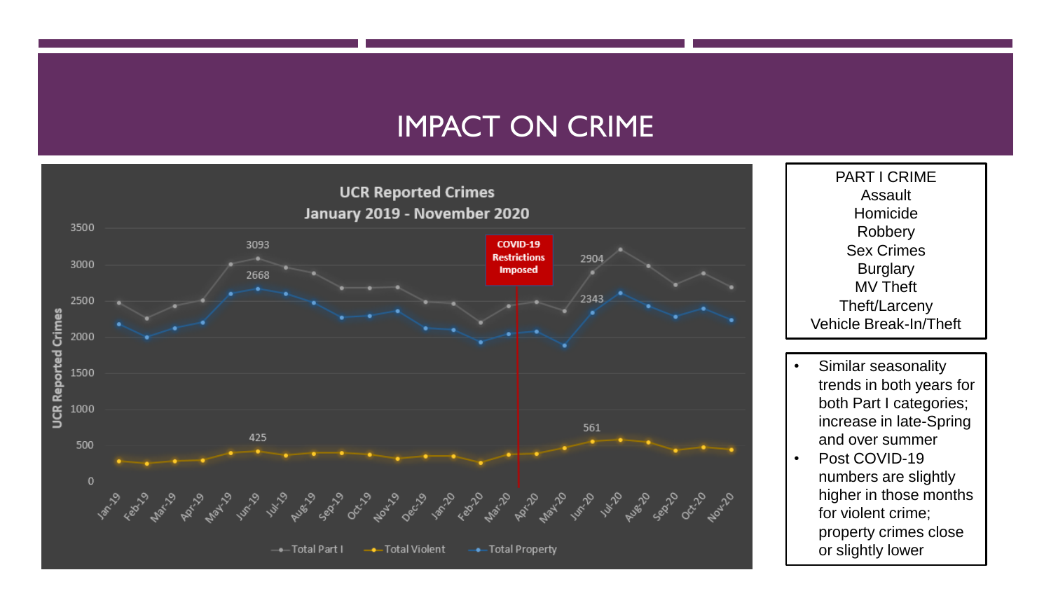# IMPACT ON CRIME

**UCR Reported Crimes**
**January 2019 - November 2020**

COVID-19 Restrictions Imposed

| PART I CRIME |
|---|
| Assault |
| Homicide |
| Robbery |
| Sex Crimes |
| Burglary |
| MV Theft |
| Theft/Larceny |
| Vehicle Break-In/Theft |

- Similar seasonality trends in both years for both Part I categories; increase in late-Spring and over summer
- Post COVID-19 numbers are slightly higher in those months for violent crime; property crimes close or slightly lower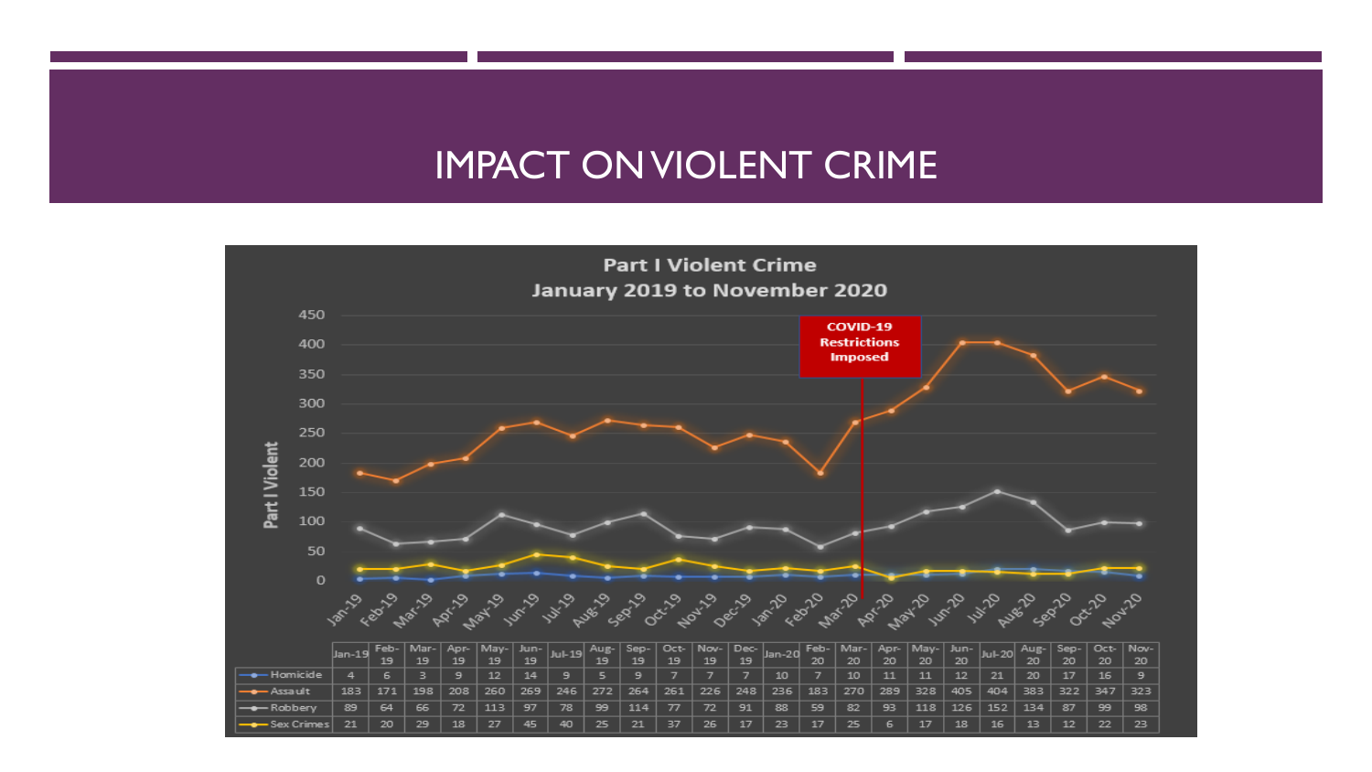# IMPACT ON VIOLENT CRIME

**Part I Violent Crime**
**January 2019 to November 2020**

COVID-19 Restrictions Imposed

| | Jan-19 | Feb-19 | Mar-19 | Apr-19 | May-19 | Jun-19 | Jul-19 | Aug-19 | Sep-19 | Oct-19 | Nov-19 | Dec-19 | Jan-20 | Feb-20 | Mar-20 | Apr-20 | May-20 | Jun-20 | Jul-20 | Aug-20 | Sep-20 | Oct-20 | Nov-20 |
|---|---|---|---|---|---|---|---|---|---|---|---|---|---|---|---|---|---|---|---|---|---|---|---|
| Homicide | 4 | 6 | 3 | 9 | 12 | 14 | 9 | 5 | 9 | 7 | 7 | 7 | 10 | 7 | 10 | 11 | 11 | 12 | 21 | 20 | 17 | 16 | 9 |
| Assault | 183 | 171 | 198 | 208 | 260 | 269 | 246 | 272 | 264 | 261 | 226 | 248 | 236 | 183 | 270 | 289 | 328 | 405 | 404 | 383 | 322 | 347 | 323 |
| Robbery | 89 | 64 | 66 | 72 | 113 | 97 | 78 | 99 | 114 | 77 | 72 | 91 | 88 | 59 | 82 | 93 | 118 | 126 | 152 | 134 | 87 | 99 | 98 |
| Sex Crimes | 21 | 20 | 29 | 18 | 27 | 45 | 40 | 25 | 21 | 37 | 26 | 17 | 23 | 17 | 25 | 6 | 17 | 18 | 16 | 13 | 12 | 22 | 23 |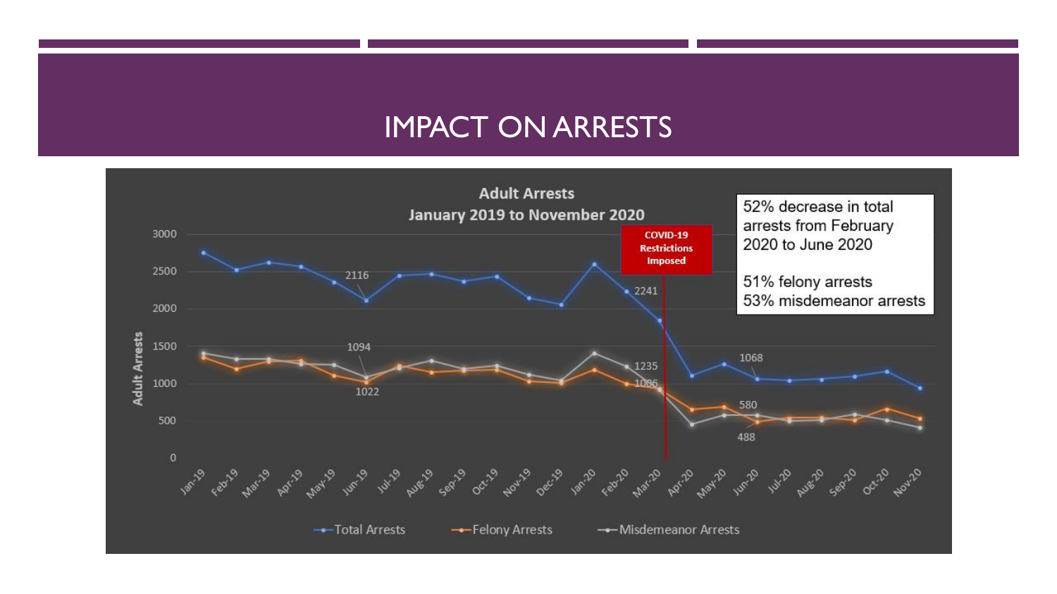# IMPACT ON ARRESTS

**Adult Arrests**
**January 2019 to November 2020**

COVID-19 Restrictions Imposed

52% decrease in total arrests from February 2020 to June 2020

51% felony arrests
53% misdemeanor arrests

Adult Arrests: 3000, 2500, 2000, 1500, 1000, 500, 0

Jan-19, Feb-19, Mar-19, Apr-19, May-19, Jun-19, Jul-19, Aug-19, Sep-19, Oct-19, Nov-19, Dec-19, Jan-20, Feb-20, Mar-20, Apr-20, May-20, Jun-20, Jul-20, Aug-20, Sep-20, Oct-20, Nov-20

2116, 1094, 1022, 2241, 1235, 1006, 1068, 580, 488

Total Arrests — Felony Arrests — Misdemeanor Arrests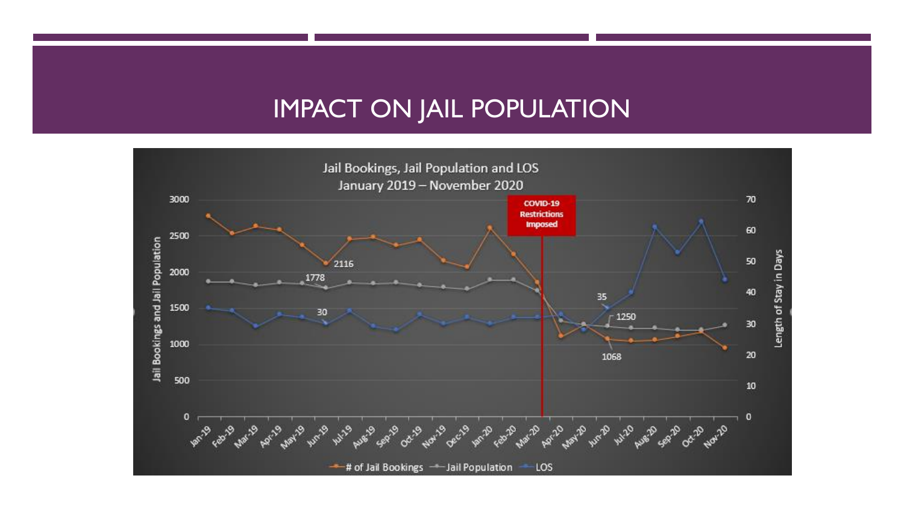# IMPACT ON JAIL POPULATION

Jail Bookings, Jail Population and LOS
January 2019 – November 2020

COVID-19 Restrictions Imposed

2116

1778

30

35

1250

1068

# of Jail Bookings — Jail Population — LOS

Jail Bookings and Jail Population

Length of Stay in Days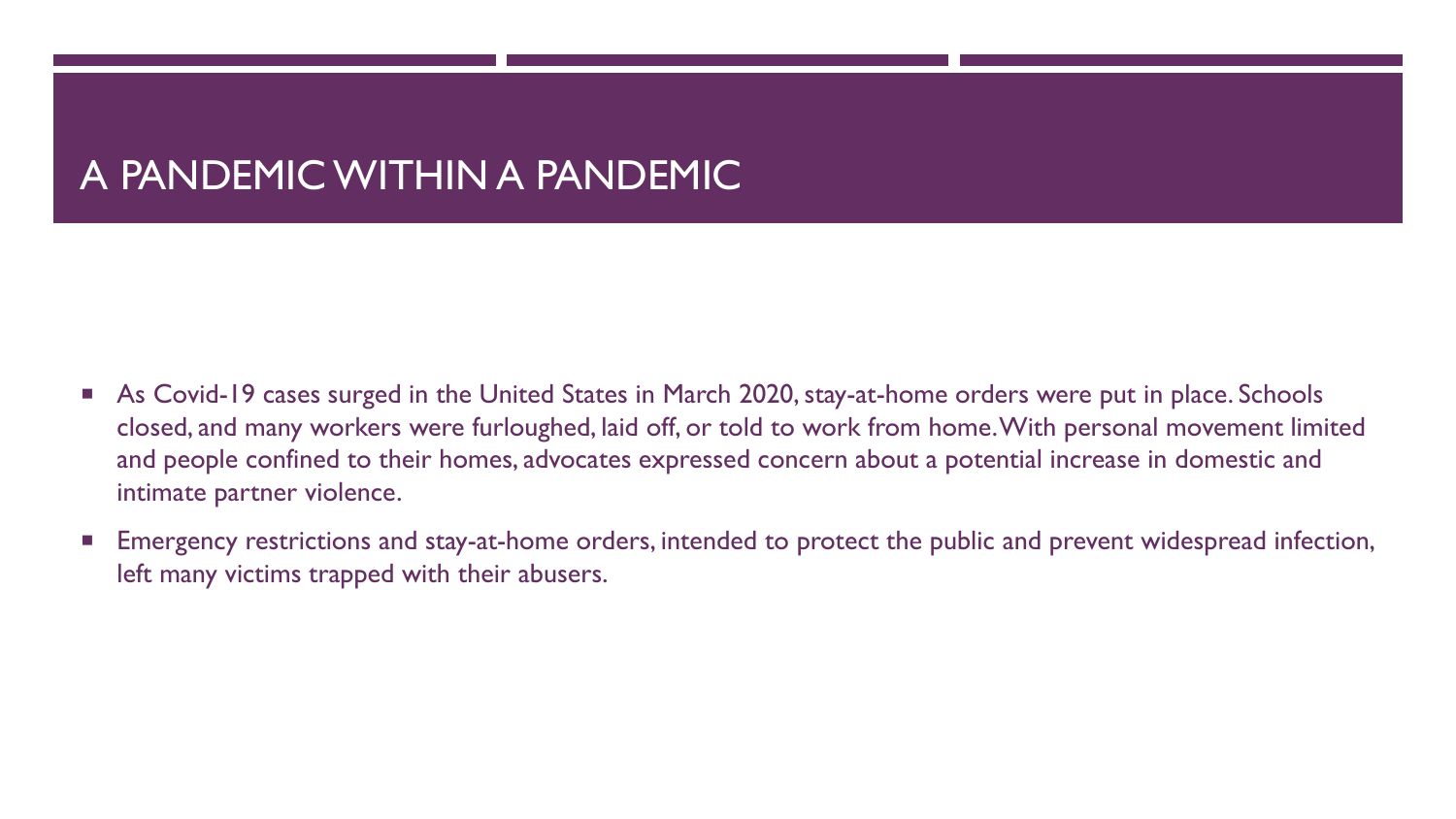# A PANDEMIC WITHIN A PANDEMIC

- As Covid-19 cases surged in the United States in March 2020, stay-at-home orders were put in place. Schools closed, and many workers were furloughed, laid off, or told to work from home. With personal movement limited and people confined to their homes, advocates expressed concern about a potential increase in domestic and intimate partner violence.
- Emergency restrictions and stay-at-home orders, intended to protect the public and prevent widespread infection, left many victims trapped with their abusers.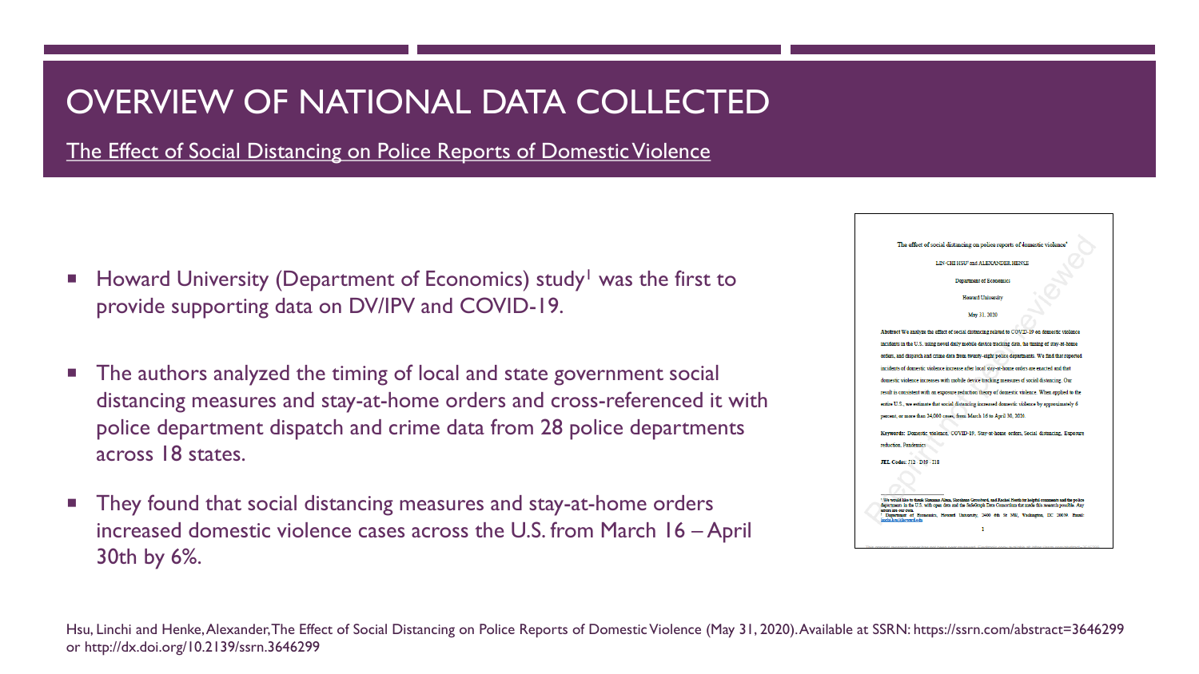# OVERVIEW OF NATIONAL DATA COLLECTED

The Effect of Social Distancing on Police Reports of Domestic Violence

- Howard University (Department of Economics) study[1] was the first to provide supporting data on DV/IPV and COVID-19.
- The authors analyzed the timing of local and state government social distancing measures and stay-at-home orders and cross-referenced it with police department dispatch and crime data from 28 police departments across 18 states.
- They found that social distancing measures and stay-at-home orders increased domestic violence cases across the U.S. from March 16 – April 30th by 6%.

Hsu, Linchi and Henke, Alexander, The Effect of Social Distancing on Police Reports of Domestic Violence (May 31, 2020). Available at SSRN: https://ssrn.com/abstract=3646299 or http://dx.doi.org/10.2139/ssrn.3646299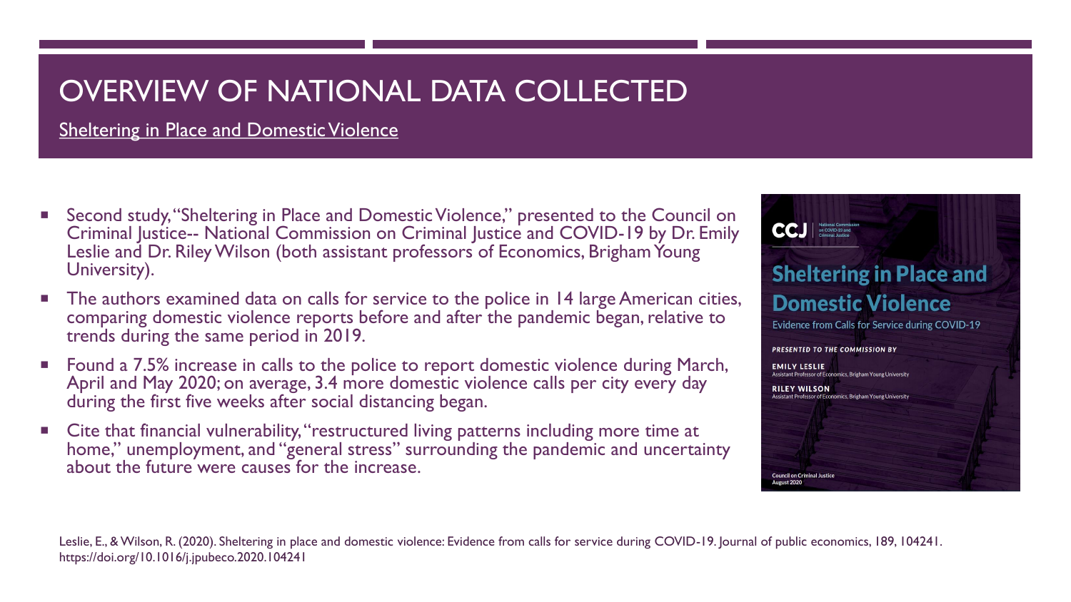# OVERVIEW OF NATIONAL DATA COLLECTED

## Sheltering in Place and Domestic Violence

- Second study, "Sheltering in Place and Domestic Violence," presented to the Council on Criminal Justice-- National Commission on Criminal Justice and COVID-19 by Dr. Emily Leslie and Dr. Riley Wilson (both assistant professors of Economics, Brigham Young University).
- The authors examined data on calls for service to the police in 14 large American cities, comparing domestic violence reports before and after the pandemic began, relative to trends during the same period in 2019.
- Found a 7.5% increase in calls to the police to report domestic violence during March, April and May 2020; on average, 3.4 more domestic violence calls per city every day during the first five weeks after social distancing began.
- Cite that financial vulnerability, "restructured living patterns including more time at home," unemployment, and "general stress" surrounding the pandemic and uncertainty about the future were causes for the increase.

CCJ | National Commission on COVID-19 and Criminal Justice

**Sheltering in Place and Domestic Violence**

Evidence from Calls for Service during COVID-19

PRESENTED TO THE COMMISSION BY

EMILY LESLIE
Assistant Professor of Economics, Brigham Young University

RILEY WILSON
Assistant Professor of Economics, Brigham Young University

Council on Criminal Justice
August 2020

Leslie, E., & Wilson, R. (2020). Sheltering in place and domestic violence: Evidence from calls for service during COVID-19. Journal of public economics, 189, 104241. https://doi.org/10.1016/j.jpubeco.2020.104241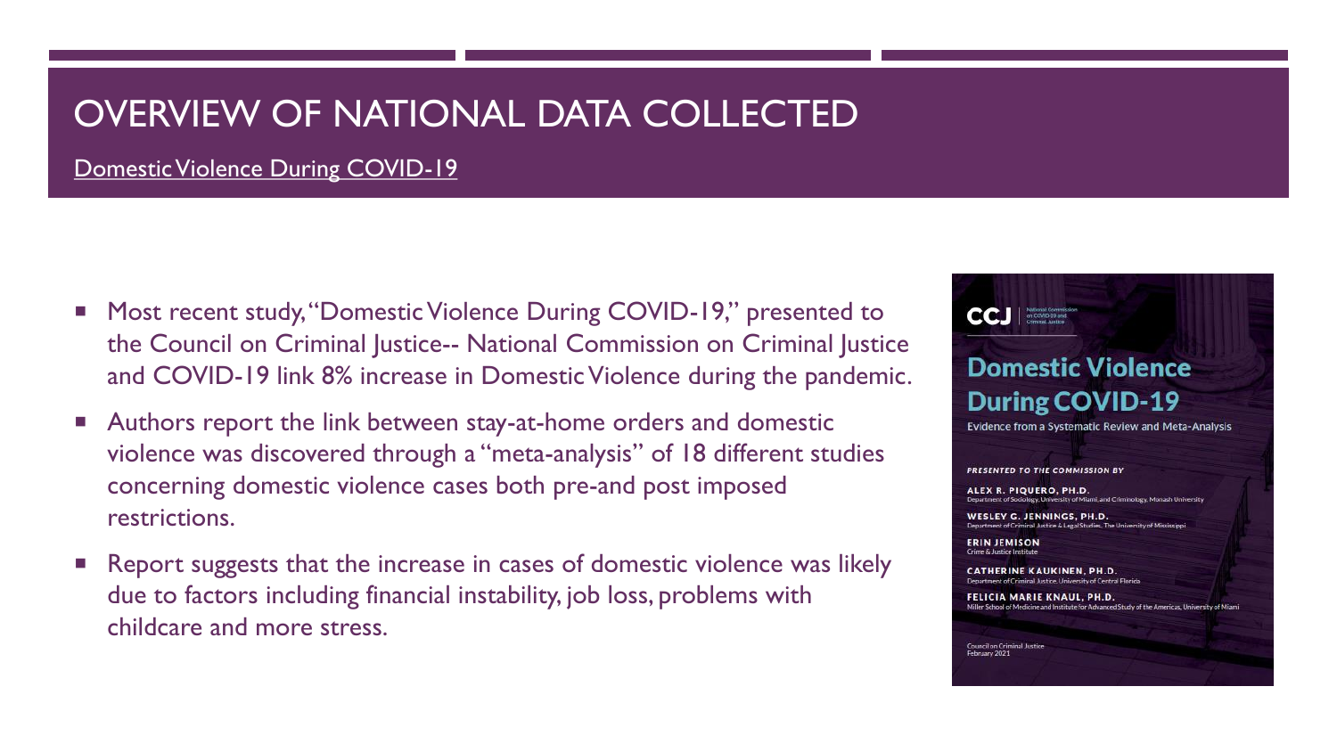# OVERVIEW OF NATIONAL DATA COLLECTED

Domestic Violence During COVID-19

- Most recent study, "Domestic Violence During COVID-19," presented to the Council on Criminal Justice-- National Commission on Criminal Justice and COVID-19 link 8% increase in Domestic Violence during the pandemic.
- Authors report the link between stay-at-home orders and domestic violence was discovered through a "meta-analysis" of 18 different studies concerning domestic violence cases both pre-and post imposed restrictions.
- Report suggests that the increase in cases of domestic violence was likely due to factors including financial instability, job loss, problems with childcare and more stress.

CCJ | National Commission on COVID-19 and Criminal Justice

**Domestic Violence During COVID-19**

Evidence from a Systematic Review and Meta-Analysis

*PRESENTED TO THE COMMISSION BY*

**ALEX R. PIQUERO, PH.D.**
Department of Sociology, University of Miami, and Criminology, Monash University

**WESLEY G. JENNINGS, PH.D.**
Department of Criminal Justice & Legal Studies, The University of Mississippi

**ERIN JEMISON**
Crime & Justice Institute

**CATHERINE KAUKINEN, PH.D.**
Department of Criminal Justice, University of Central Florida

**FELICIA MARIE KNAUL, PH.D.**
Miller School of Medicine and Institute for Advanced Study of the Americas, University of Miami

Council on Criminal Justice
February 2021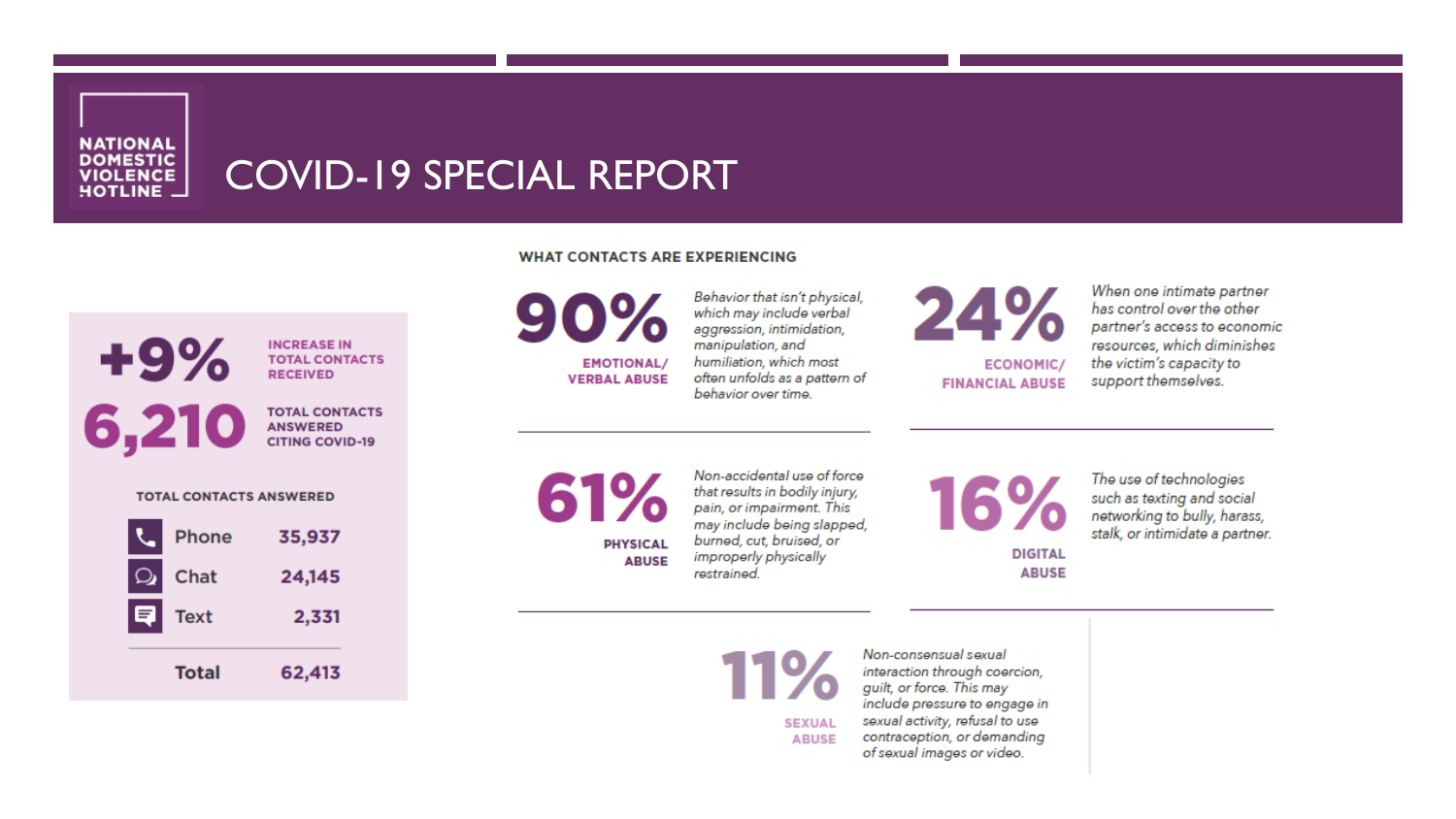NATIONAL DOMESTIC VIOLENCE HOTLINE

# COVID-19 SPECIAL REPORT

**+9%** INCREASE IN TOTAL CONTACTS RECEIVED

**6,210** TOTAL CONTACTS ANSWERED CITING COVID-19

**TOTAL CONTACTS ANSWERED**

| | |
|---|---|
| Phone | 35,937 |
| Chat | 24,145 |
| Text | 2,331 |
| **Total** | **62,413** |

## WHAT CONTACTS ARE EXPERIENCING

**90%** EMOTIONAL/ VERBAL ABUSE

*Behavior that isn't physical, which may include verbal aggression, intimidation, manipulation, and humiliation, which most often unfolds as a pattern of behavior over time.*

**24%** ECONOMIC/ FINANCIAL ABUSE

*When one intimate partner has control over the other partner's access to economic resources, which diminishes the victim's capacity to support themselves.*

**61%** PHYSICAL ABUSE

*Non-accidental use of force that results in bodily injury, pain, or impairment. This may include being slapped, burned, cut, bruised, or improperly physically restrained.*

**16%** DIGITAL ABUSE

*The use of technologies such as texting and social networking to bully, harass, stalk, or intimidate a partner.*

**11%** SEXUAL ABUSE

*Non-consensual sexual interaction through coercion, guilt, or force. This may include pressure to engage in sexual activity, refusal to use contraception, or demanding of sexual images or video.*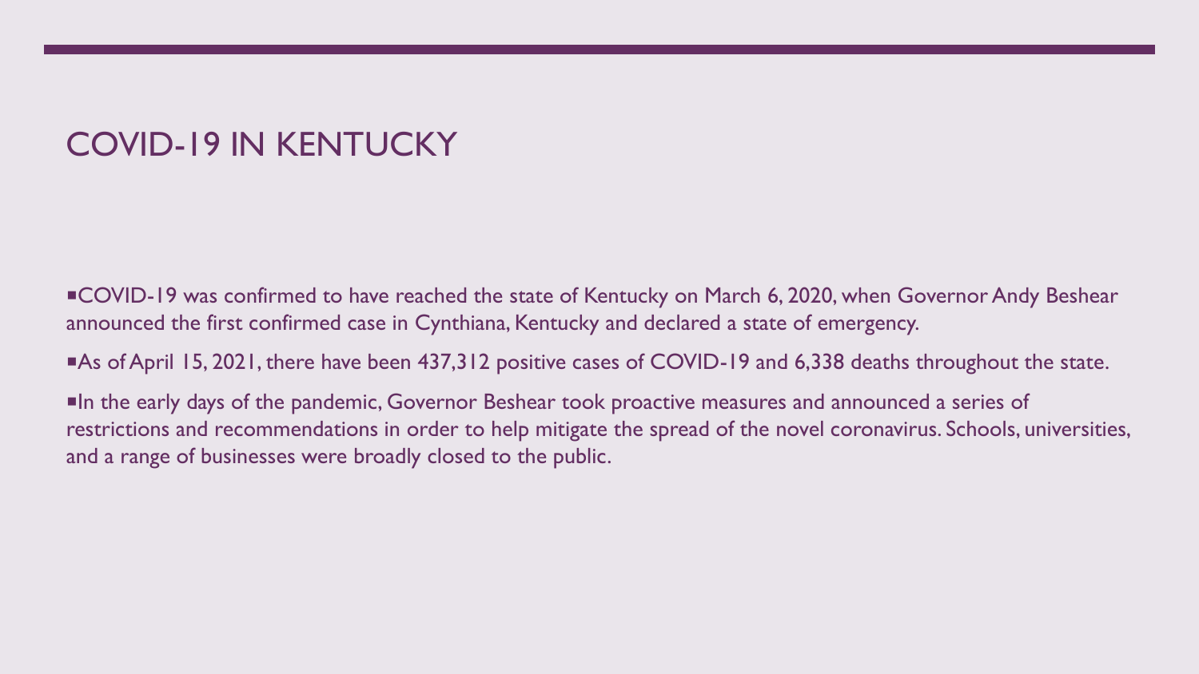# COVID-19 IN KENTUCKY

- COVID-19 was confirmed to have reached the state of Kentucky on March 6, 2020, when Governor Andy Beshear announced the first confirmed case in Cynthiana, Kentucky and declared a state of emergency.
- As of April 15, 2021, there have been 437,312 positive cases of COVID-19 and 6,338 deaths throughout the state.
- In the early days of the pandemic, Governor Beshear took proactive measures and announced a series of restrictions and recommendations in order to help mitigate the spread of the novel coronavirus. Schools, universities, and a range of businesses were broadly closed to the public.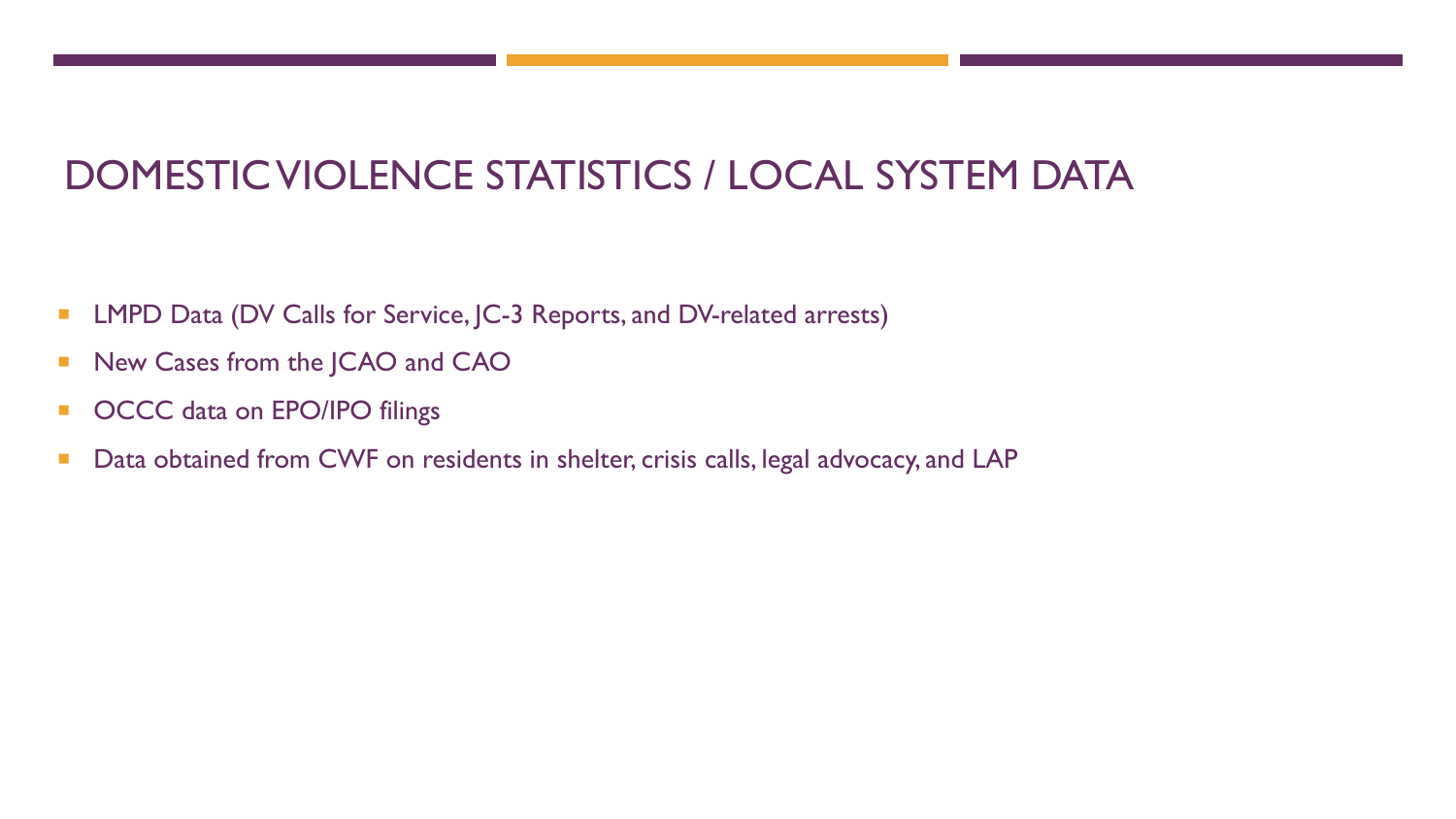# DOMESTIC VIOLENCE STATISTICS / LOCAL SYSTEM DATA

- LMPD Data (DV Calls for Service, JC-3 Reports, and DV-related arrests)
- New Cases from the JCAO and CAO
- OCCC data on EPO/IPO filings
- Data obtained from CWF on residents in shelter, crisis calls, legal advocacy, and LAP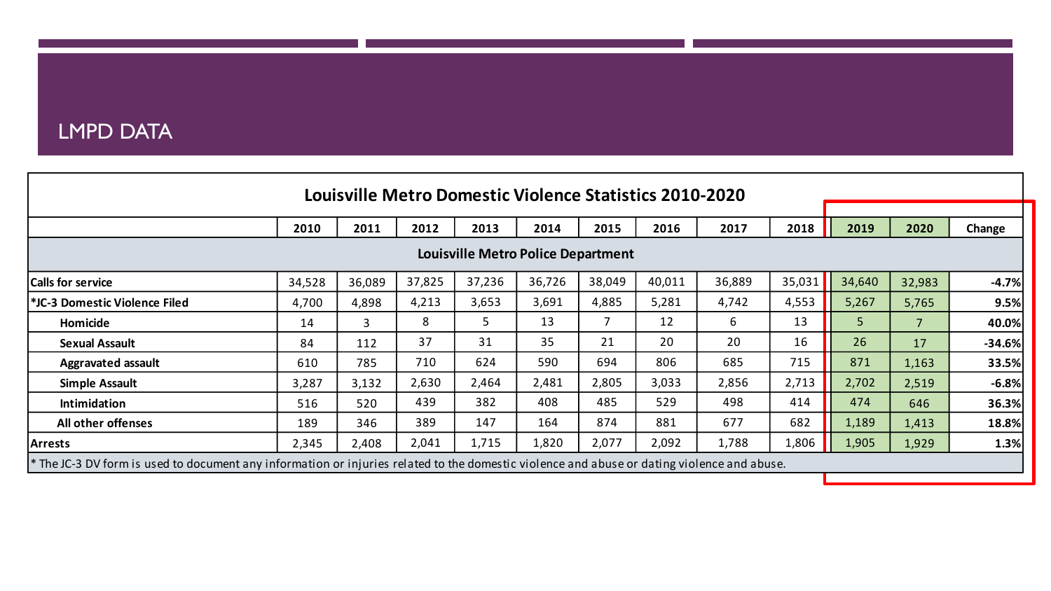# LMPD DATA

| Louisville Metro Domestic Violence Statistics 2010-2020 | | | | | | | | | | | |
|---|---|---|---|---|---|---|---|---|---|---|---|
| | 2010 | 2011 | 2012 | 2013 | 2014 | 2015 | 2016 | 2017 | 2018 | 2019 | 2020 | Change |
| **Louisville Metro Police Department** | | | | | | | | | | | | |
| **Calls for service** | 34,528 | 36,089 | 37,825 | 37,236 | 36,726 | 38,049 | 40,011 | 36,889 | 35,031 | 34,640 | 32,983 | **-4.7%** |
| ***JC-3 Domestic Violence Filed** | 4,700 | 4,898 | 4,213 | 3,653 | 3,691 | 4,885 | 5,281 | 4,742 | 4,553 | 5,267 | 5,765 | **9.5%** |
| **Homicide** | 14 | 3 | 8 | 5 | 13 | 7 | 12 | 6 | 13 | 5 | 7 | **40.0%** |
| **Sexual Assault** | 84 | 112 | 37 | 31 | 35 | 21 | 20 | 20 | 16 | 26 | 17 | **-34.6%** |
| **Aggravated assault** | 610 | 785 | 710 | 624 | 590 | 694 | 806 | 685 | 715 | 871 | 1,163 | **33.5%** |
| **Simple Assault** | 3,287 | 3,132 | 2,630 | 2,464 | 2,481 | 2,805 | 3,033 | 2,856 | 2,713 | 2,702 | 2,519 | **-6.8%** |
| **Intimidation** | 516 | 520 | 439 | 382 | 408 | 485 | 529 | 498 | 414 | 474 | 646 | **36.3%** |
| **All other offenses** | 189 | 346 | 389 | 147 | 164 | 874 | 881 | 677 | 682 | 1,189 | 1,413 | **18.8%** |
| **Arrests** | 2,345 | 2,408 | 2,041 | 1,715 | 1,820 | 2,077 | 2,092 | 1,788 | 1,806 | 1,905 | 1,929 | **1.3%** |

* The JC-3 DV form is used to document any information or injuries related to the domestic violence and abuse or dating violence and abuse.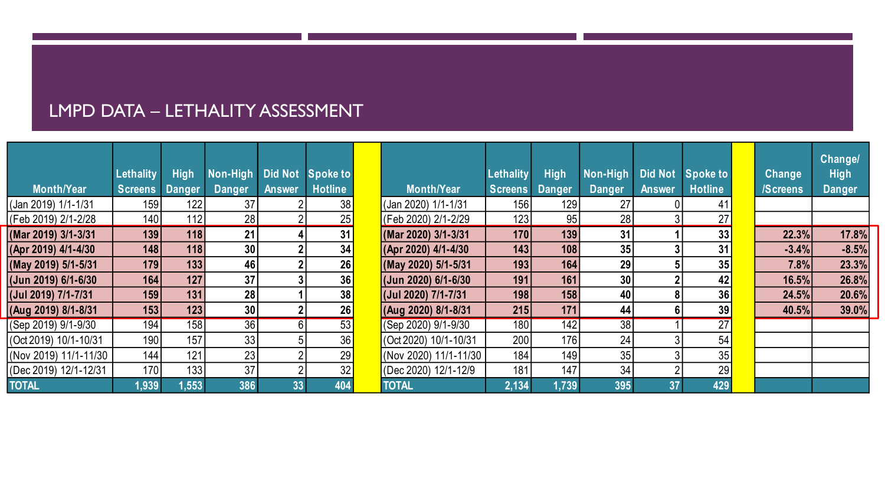## LMPD DATA – LETHALITY ASSESSMENT

| Month/Year | Lethality Screens | High Danger | Non-High Danger | Did Not Answer | Spoke to Hotline | | Month/Year | Lethality Screens | High Danger | Non-High Danger | Did Not Answer | Spoke to Hotline | | Change /Screens | Change/ High Danger |
|---|---|---|---|---|---|---|---|---|---|---|---|---|---|---|---|
| (Jan 2019) 1/1-1/31 | 159 | 122 | 37 | 2 | 38 | | (Jan 2020) 1/1-1/31 | 156 | 129 | 27 | 0 | 41 | | | |
| (Feb 2019) 2/1-2/28 | 140 | 112 | 28 | 2 | 25 | | (Feb 2020) 2/1-2/29 | 123 | 95 | 28 | 3 | 27 | | | |
| **(Mar 2019) 3/1-3/31** | **139** | **118** | **21** | **4** | **31** | | **(Mar 2020) 3/1-3/31** | **170** | **139** | **31** | **1** | **33** | | **22.3%** | **17.8%** |
| **(Apr 2019) 4/1-4/30** | **148** | **118** | **30** | **2** | **34** | | **(Apr 2020) 4/1-4/30** | **143** | **108** | **35** | **3** | **31** | | **-3.4%** | **-8.5%** |
| **(May 2019) 5/1-5/31** | **179** | **133** | **46** | **2** | **26** | | **(May 2020) 5/1-5/31** | **193** | **164** | **29** | **5** | **35** | | **7.8%** | **23.3%** |
| **(Jun 2019) 6/1-6/30** | **164** | **127** | **37** | **3** | **36** | | **(Jun 2020) 6/1-6/30** | **191** | **161** | **30** | **2** | **42** | | **16.5%** | **26.8%** |
| **(Jul 2019) 7/1-7/31** | **159** | **131** | **28** | **1** | **38** | | **(Jul 2020) 7/1-7/31** | **198** | **158** | **40** | **8** | **36** | | **24.5%** | **20.6%** |
| **(Aug 2019) 8/1-8/31** | **153** | **123** | **30** | **2** | **26** | | **(Aug 2020) 8/1-8/31** | **215** | **171** | **44** | **6** | **39** | | **40.5%** | **39.0%** |
| (Sep 2019) 9/1-9/30 | 194 | 158 | 36 | 6 | 53 | | (Sep 2020) 9/1-9/30 | 180 | 142 | 38 | 1 | 27 | | | |
| (Oct 2019) 10/1-10/31 | 190 | 157 | 33 | 5 | 36 | | (Oct 2020) 10/1-10/31 | 200 | 176 | 24 | 3 | 54 | | | |
| (Nov 2019) 11/1-11/30 | 144 | 121 | 23 | 2 | 29 | | (Nov 2020) 11/1-11/30 | 184 | 149 | 35 | 3 | 35 | | | |
| (Dec 2019) 12/1-12/31 | 170 | 133 | 37 | 2 | 32 | | (Dec 2020) 12/1-12/9 | 181 | 147 | 34 | 2 | 29 | | | |
| TOTAL | 1,939 | 1,553 | 386 | 33 | 404 | | TOTAL | 2,134 | 1,739 | 395 | 37 | 429 | | | |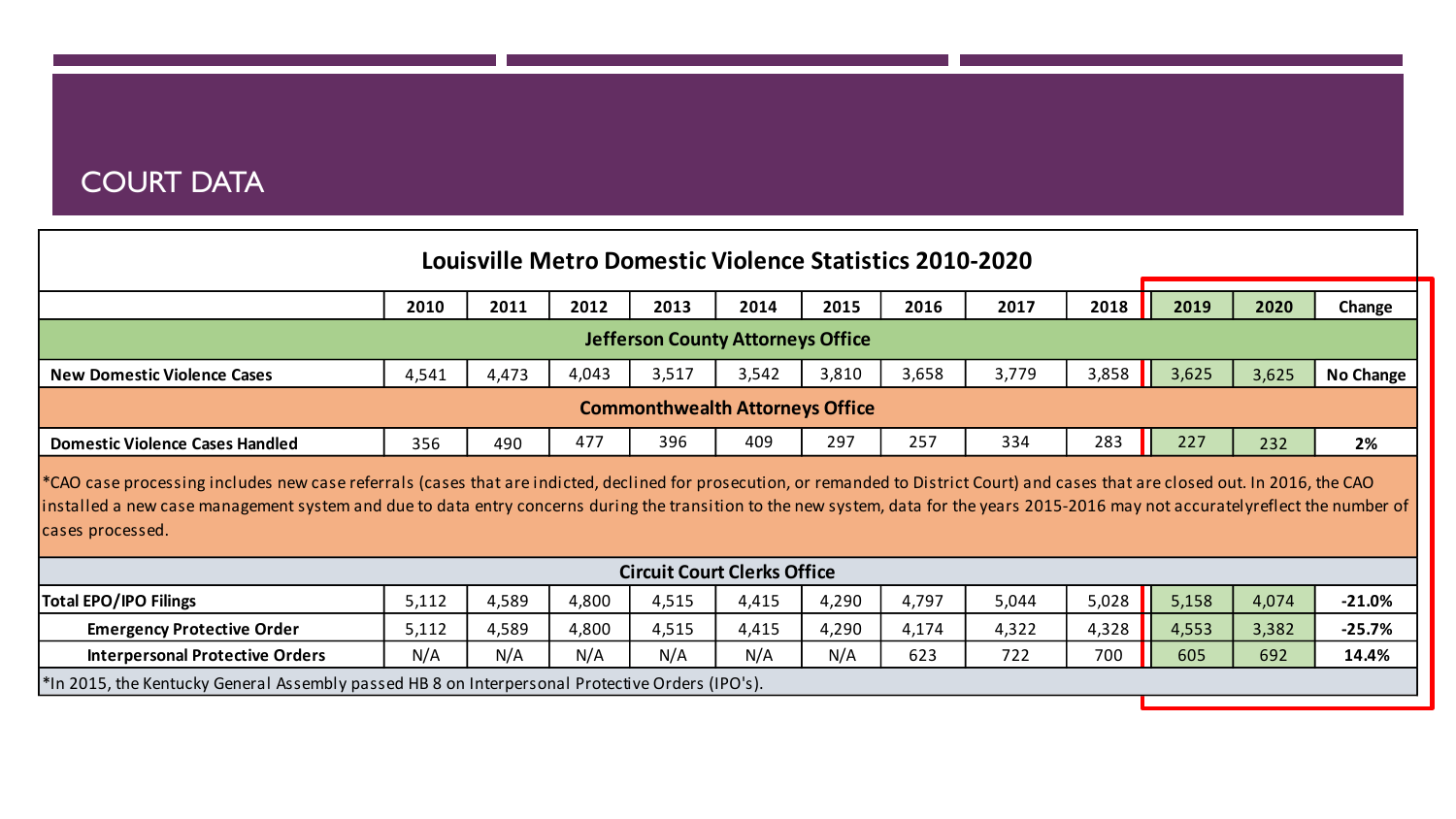# COURT DATA

## Louisville Metro Domestic Violence Statistics 2010-2020

| | 2010 | 2011 | 2012 | 2013 | 2014 | 2015 | 2016 | 2017 | 2018 | 2019 | 2020 | Change |
|---|---|---|---|---|---|---|---|---|---|---|---|---|
| **Jefferson County Attorneys Office** | | | | | | | | | | | | |
| **New Domestic Violence Cases** | 4,541 | 4,473 | 4,043 | 3,517 | 3,542 | 3,810 | 3,658 | 3,779 | 3,858 | 3,625 | 3,625 | **No Change** |
| **Commonwealth Attorneys Office** | | | | | | | | | | | | |
| **Domestic Violence Cases Handled** | 356 | 490 | 477 | 396 | 409 | 297 | 257 | 334 | 283 | 227 | 232 | **2%** |
| **Circuit Court Clerks Office** | | | | | | | | | | | | |
| **Total EPO/IPO Filings** | 5,112 | 4,589 | 4,800 | 4,515 | 4,415 | 4,290 | 4,797 | 5,044 | 5,028 | 5,158 | 4,074 | **-21.0%** |
| **Emergency Protective Order** | 5,112 | 4,589 | 4,800 | 4,515 | 4,415 | 4,290 | 4,174 | 4,322 | 4,328 | 4,553 | 3,382 | **-25.7%** |
| **Interpersonal Protective Orders** | N/A | N/A | N/A | N/A | N/A | N/A | 623 | 722 | 700 | 605 | 692 | **14.4%** |

*CAO case processing includes new case referrals (cases that are indicted, declined for prosecution, or remanded to District Court) and cases that are closed out. In 2016, the CAO installed a new case management system and due to data entry concerns during the transition to the new system, data for the years 2015-2016 may not accuratelyreflect the number of cases processed.

*In 2015, the Kentucky General Assembly passed HB 8 on Interpersonal Protective Orders (IPO's).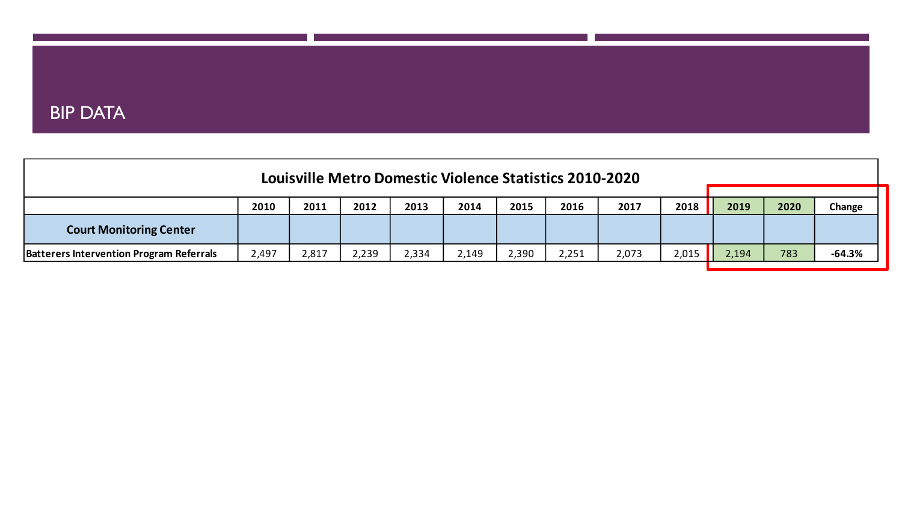# BIP DATA

| Louisville Metro Domestic Violence Statistics 2010-2020 | | | | | | | | | | | | |
|---|---|---|---|---|---|---|---|---|---|---|---|---|
| | **2010** | **2011** | **2012** | **2013** | **2014** | **2015** | **2016** | **2017** | **2018** | **2019** | **2020** | **Change** |
| **Court Monitoring Center** | | | | | | | | | | | | |
| **Batterers Intervention Program Referrals** | 2,497 | 2,817 | 2,239 | 2,334 | 2,149 | 2,390 | 2,251 | 2,073 | 2,015 | 2,194 | 783 | **-64.3%** |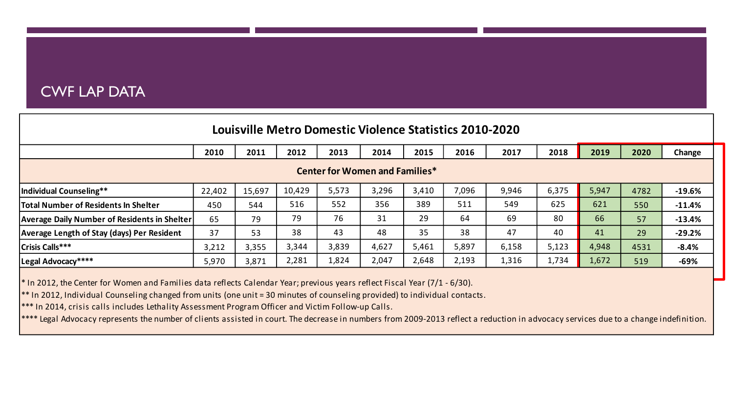# CWF LAP DATA

## Louisville Metro Domestic Violence Statistics 2010-2020

| | 2010 | 2011 | 2012 | 2013 | 2014 | 2015 | 2016 | 2017 | 2018 | 2019 | 2020 | Change |
|---|---|---|---|---|---|---|---|---|---|---|---|---|
| **Center for Women and Families*** | | | | | | | | | | | | |
| **Individual Counseling**** | 22,402 | 15,697 | 10,429 | 5,573 | 3,296 | 3,410 | 7,096 | 9,946 | 6,375 | 5,947 | 4782 | **-19.6%** |
| **Total Number of Residents In Shelter** | 450 | 544 | 516 | 552 | 356 | 389 | 511 | 549 | 625 | 621 | 550 | **-11.4%** |
| **Average Daily Number of Residents in Shelter** | 65 | 79 | 79 | 76 | 31 | 29 | 64 | 69 | 80 | 66 | 57 | **-13.4%** |
| **Average Length of Stay (days) Per Resident** | 37 | 53 | 38 | 43 | 48 | 35 | 38 | 47 | 40 | 41 | 29 | **-29.2%** |
| **Crisis Calls***** | 3,212 | 3,355 | 3,344 | 3,839 | 4,627 | 5,461 | 5,897 | 6,158 | 5,123 | 4,948 | 4531 | **-8.4%** |
| **Legal Advocacy****** | 5,970 | 3,871 | 2,281 | 1,824 | 2,047 | 2,648 | 2,193 | 1,316 | 1,734 | 1,672 | 519 | **-69%** |

* In 2012, the Center for Women and Families data reflects Calendar Year; previous years reflect Fiscal Year (7/1 - 6/30).

** In 2012, Individual Counseling changed from units (one unit = 30 minutes of counseling provided) to individual contacts.

*** In 2014, crisis calls includes Lethality Assessment Program Officer and Victim Follow-up Calls.

**** Legal Advocacy represents the number of clients assisted in court. The decrease in numbers from 2009-2013 reflect a reduction in advocacy services due to a change indefinition.